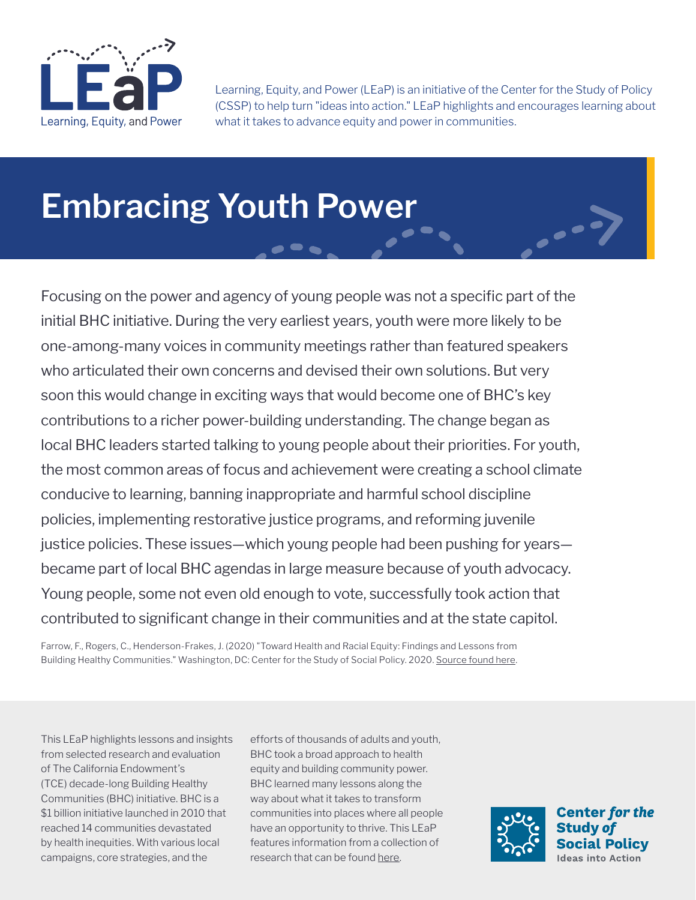LEaP

Learning, Equity, and Power

Learning, Equity, and Power (LEaP) is an initiative of the Center for the Study of Policy (CSSP) to help turn "ideas into action." LEaP highlights and encourages learning about what it takes to advance equity and power in communities.

# Embracing Youth Power

Focusing on the power and agency of young people was not a specific part of the initial BHC initiative. During the very earliest years, youth were more likely to be one-among-many voices in community meetings rather than featured speakers who articulated their own concerns and devised their own solutions. But very soon this would change in exciting ways that would become one of BHC's key contributions to a richer power-building understanding. The change began as local BHC leaders started talking to young people about their priorities. For youth, the most common areas of focus and achievement were creating a school climate conducive to learning, banning inappropriate and harmful school discipline policies, implementing restorative justice programs, and reforming juvenile justice policies. These issues—which young people had been pushing for years—became part of local BHC agendas in large measure because of youth advocacy. Young people, some not even old enough to vote, successfully took action that contributed to significant change in their communities and at the state capitol.

Farrow, F., Rogers, C., Henderson-Frakes, J. (2020) "Toward Health and Racial Equity: Findings and Lessons from Building Healthy Communities." Washington, DC: Center for the Study of Social Policy. 2020. Source found here.

This LEaP highlights lessons and insights from selected research and evaluation of The California Endowment's (TCE) decade-long Building Healthy Communities (BHC) initiative. BHC is a $1 billion initiative launched in 2010 that reached 14 communities devastated by health inequities. With various local campaigns, core strategies, and the efforts of thousands of adults and youth, BHC took a broad approach to health equity and building community power. BHC learned many lessons along the way about what it takes to transform communities into places where all people have an opportunity to thrive. This LEaP features information from a collection of research that can be found here.

Center *for the* Study *of* Social Policy

Ideas into Action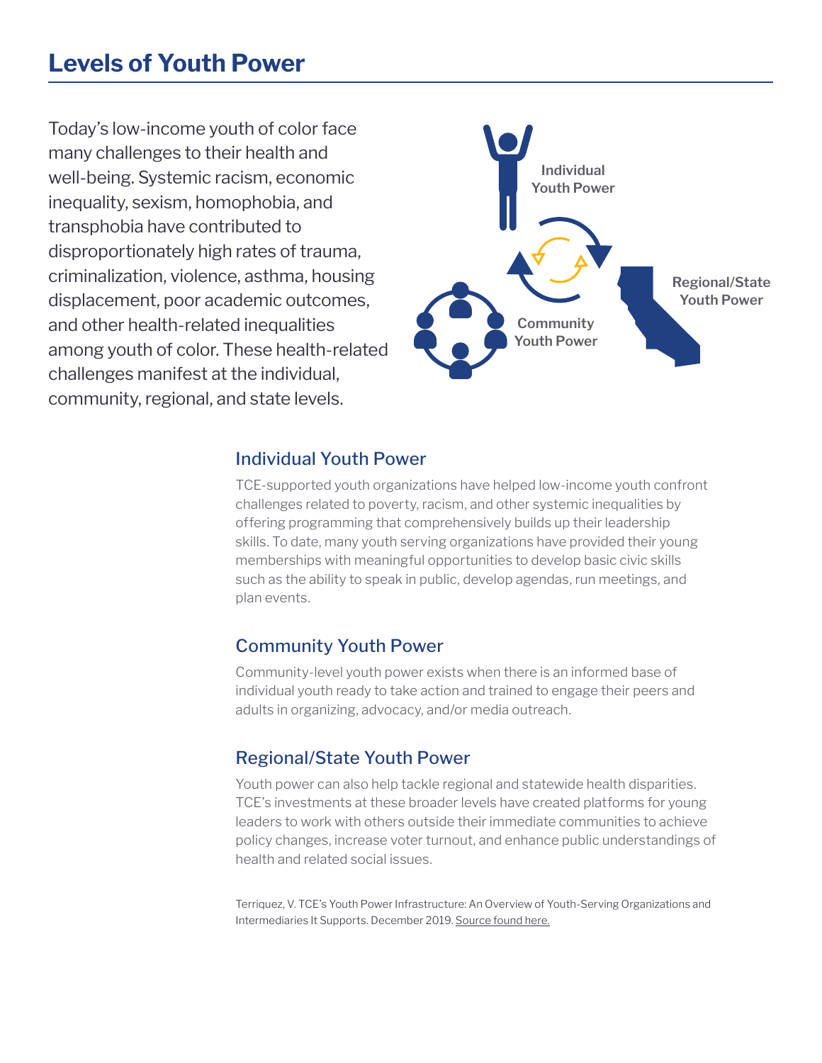# Levels of Youth Power

Today's low-income youth of color face many challenges to their health and well-being. Systemic racism, economic inequality, sexism, homophobia, and transphobia have contributed to disproportionately high rates of trauma, criminalization, violence, asthma, housing displacement, poor academic outcomes, and other health-related inequalities among youth of color. These health-related challenges manifest at the individual, community, regional, and state levels.

Individual Youth Power

Regional/State Youth Power

Community Youth Power

## Individual Youth Power

TCE-supported youth organizations have helped low-income youth confront challenges related to poverty, racism, and other systemic inequalities by offering programming that comprehensively builds up their leadership skills. To date, many youth serving organizations have provided their young memberships with meaningful opportunities to develop basic civic skills such as the ability to speak in public, develop agendas, run meetings, and plan events.

## Community Youth Power

Community-level youth power exists when there is an informed base of individual youth ready to take action and trained to engage their peers and adults in organizing, advocacy, and/or media outreach.

## Regional/State Youth Power

Youth power can also help tackle regional and statewide health disparities. TCE's investments at these broader levels have created platforms for young leaders to work with others outside their immediate communities to achieve policy changes, increase voter turnout, and enhance public understandings of health and related social issues.

Terriquez, V. TCE's Youth Power Infrastructure: An Overview of Youth-Serving Organizations and Intermediaries It Supports. December 2019. Source found here.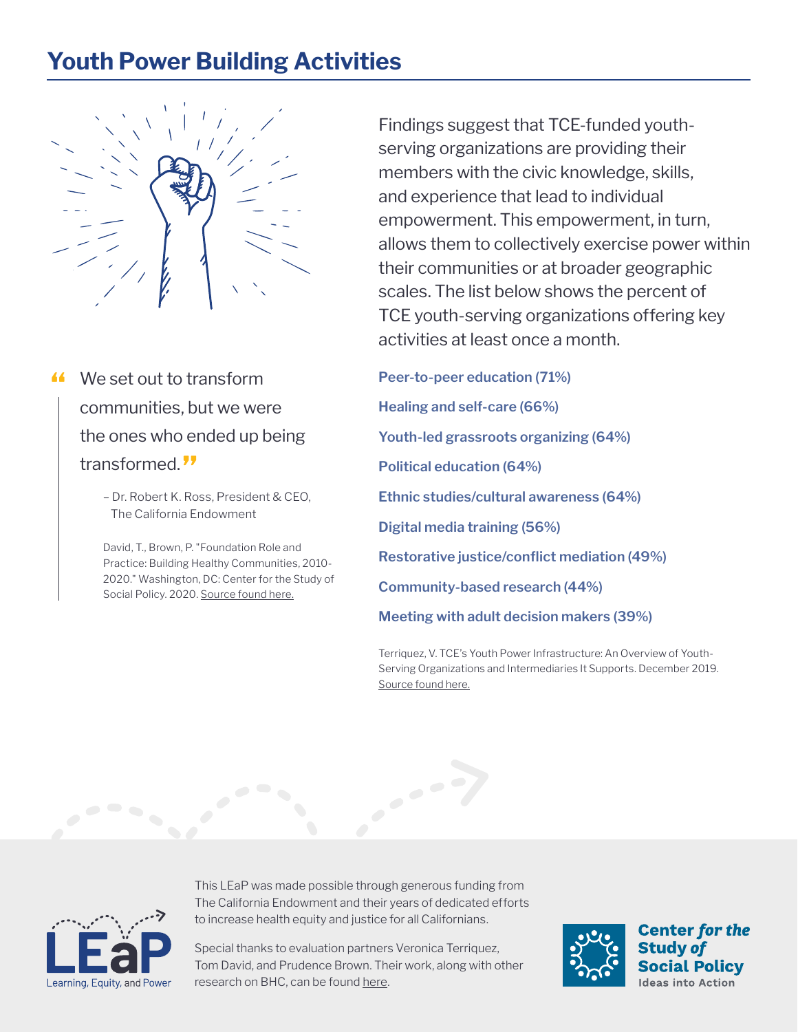# Youth Power Building Activities

Findings suggest that TCE-funded youth-serving organizations are providing their members with the civic knowledge, skills, and experience that lead to individual empowerment. This empowerment, in turn, allows them to collectively exercise power within their communities or at broader geographic scales. The list below shows the percent of TCE youth-serving organizations offering key activities at least once a month.

**Peer-to-peer education (71%)**

**Healing and self-care (66%)**

**Youth-led grassroots organizing (64%)**

**Political education (64%)**

**Ethnic studies/cultural awareness (64%)**

**Digital media training (56%)**

**Restorative justice/conflict mediation (49%)**

**Community-based research (44%)**

**Meeting with adult decision makers (39%)**

Terriquez, V. TCE's Youth Power Infrastructure: An Overview of Youth-Serving Organizations and Intermediaries It Supports. December 2019. Source found here.

> "We set out to transform communities, but we were the ones who ended up being transformed."
>
> – Dr. Robert K. Ross, President & CEO, The California Endowment

David, T., Brown, P. "Foundation Role and Practice: Building Healthy Communities, 2010-2020." Washington, DC: Center for the Study of Social Policy. 2020. Source found here.

LEaP — Learning, Equity, and Power

This LEaP was made possible through generous funding from The California Endowment and their years of dedicated efforts to increase health equity and justice for all Californians.

Special thanks to evaluation partners Veronica Terriquez, Tom David, and Prudence Brown. Their work, along with other research on BHC, can be found here.

Center *for the* Study *of* Social Policy — Ideas into Action